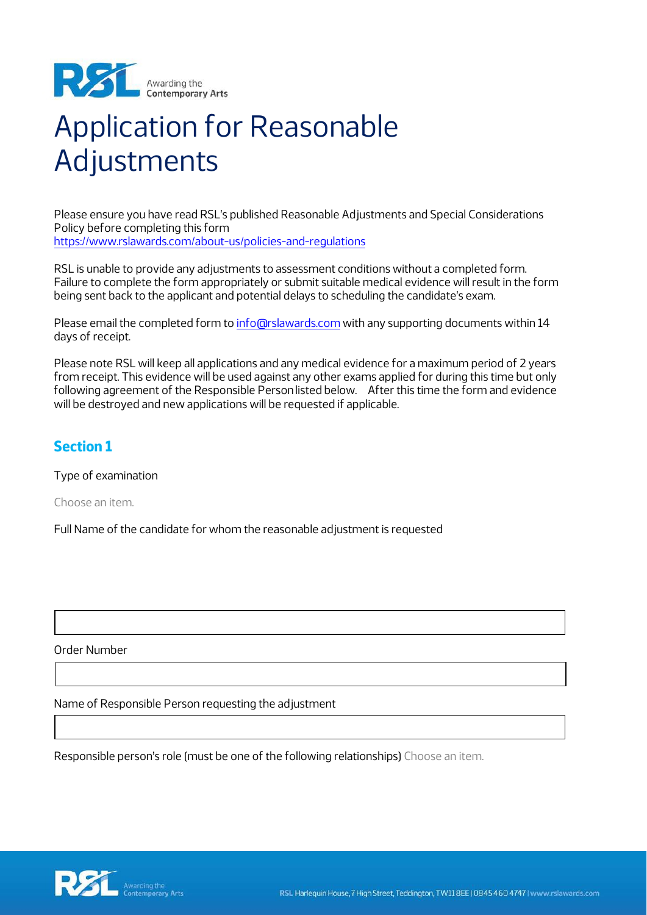# Application for Reasonable Adjustments

Please ensure you have read RSL's published Reasonable Adjustments and Special Considerations Policy before completing this form
https://www.rslawards.com/about-us/policies-and-regulations

RSL is unable to provide any adjustments to assessment conditions without a completed form. Failure to complete the form appropriately or submit suitable medical evidence will result in the form being sent back to the applicant and potential delays to scheduling the candidate's exam.

Please email the completed form to info@rslawards.com with any supporting documents within 14 days of receipt.

Please note RSL will keep all applications and any medical evidence for a maximum period of 2 years from receipt. This evidence will be used against any other exams applied for during this time but only following agreement of the Responsible Person listed below. After this time the form and evidence will be destroyed and new applications will be requested if applicable.

## Section 1

Type of examination

Choose an item.

Full Name of the candidate for whom the reasonable adjustment is requested

| |
|---|

Order Number

| |
|---|

Name of Responsible Person requesting the adjustment

| |
|---|

Responsible person's role (must be one of the following relationships) Choose an item.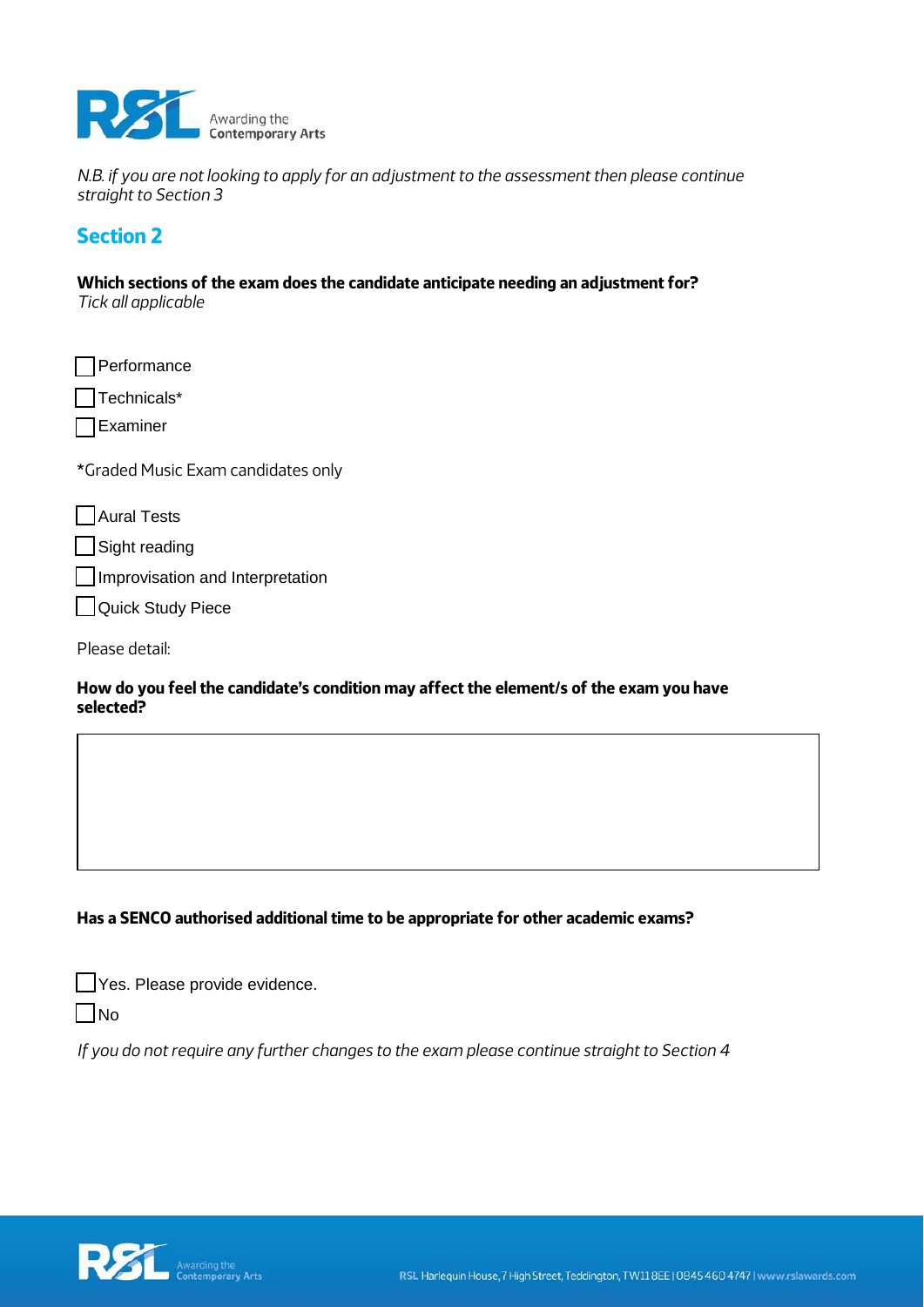*N.B. if you are not looking to apply for an adjustment to the assessment then please continue straight to Section 3*

## Section 2

**Which sections of the exam does the candidate anticipate needing an adjustment for?**
*Tick all applicable*

- [ ] Performance
- [ ] Technicals*
- [ ] Examiner

*Graded Music Exam candidates only

- [ ] Aural Tests
- [ ] Sight reading
- [ ] Improvisation and Interpretation
- [ ] Quick Study Piece

Please detail:

**How do you feel the candidate's condition may affect the element/s of the exam you have selected?**

|   |
|---|
|   |

**Has a SENCO authorised additional time to be appropriate for other academic exams?**

- [ ] Yes. Please provide evidence.
- [ ] No

*If you do not require any further changes to the exam please continue straight to Section 4*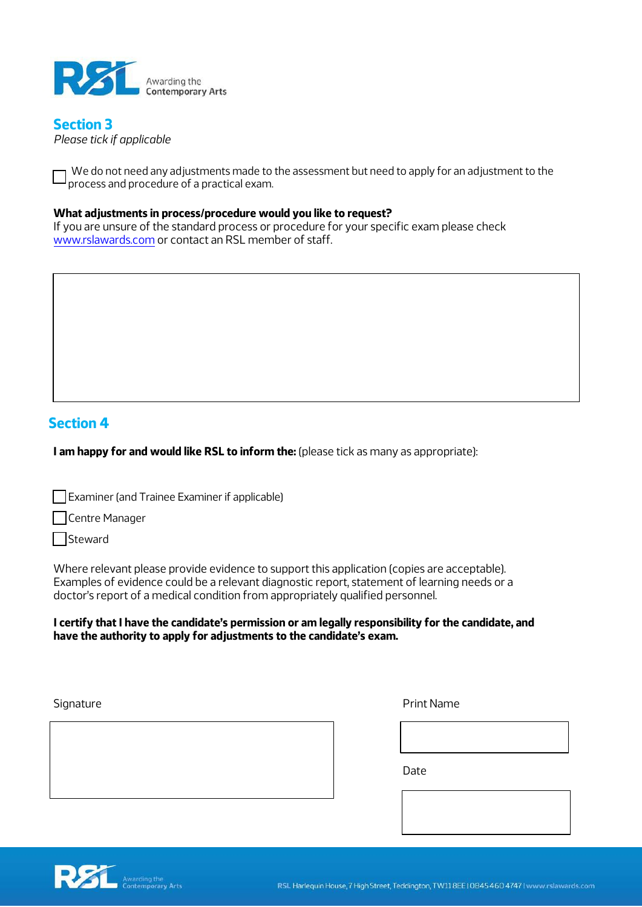## Section 3

*Please tick if applicable*

☐ We do not need any adjustments made to the assessment but need to apply for an adjustment to the process and procedure of a practical exam.

**What adjustments in process/procedure would you like to request?**
If you are unsure of the standard process or procedure for your specific exam please check www.rslawards.com or contact an RSL member of staff.

## Section 4

**I am happy for and would like RSL to inform the:** (please tick as many as appropriate):

☐ Examiner (and Trainee Examiner if applicable)

☐ Centre Manager

☐ Steward

Where relevant please provide evidence to support this application (copies are acceptable). Examples of evidence could be a relevant diagnostic report, statement of learning needs or a doctor's report of a medical condition from appropriately qualified personnel.

**I certify that I have the candidate's permission or am legally responsibility for the candidate, and have the authority to apply for adjustments to the candidate's exam.**

Signature

Print Name

Date